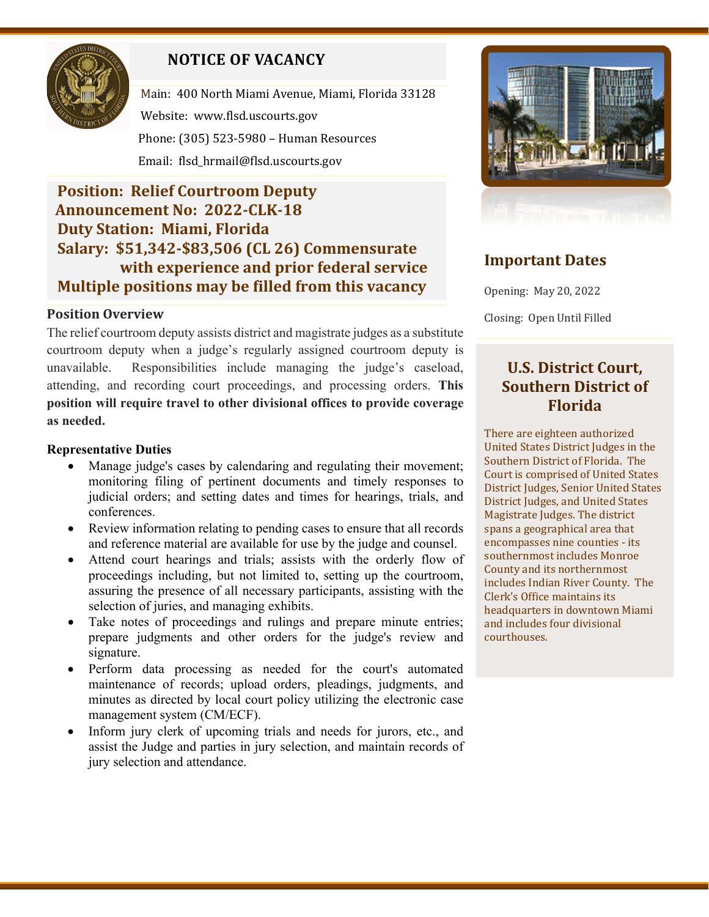# NOTICE OF VACANCY

Main: 400 North Miami Avenue, Miami, Florida 33128

Website: www.flsd.uscourts.gov

Phone: (305) 523-5980 – Human Resources

Email: flsd_hrmail@flsd.uscourts.gov

**Position: Relief Courtroom Deputy**
**Announcement No: 2022-CLK-18**
**Duty Station: Miami, Florida**
**Salary: $51,342-$83,506 (CL 26) Commensurate with experience and prior federal service**
**Multiple positions may be filled from this vacancy**

## Important Dates

Opening: May 20, 2022

Closing: Open Until Filled

## U.S. District Court, Southern District of Florida

There are eighteen authorized United States District Judges in the Southern District of Florida. The Court is comprised of United States District Judges, Senior United States District Judges, and United States Magistrate Judges. The district spans a geographical area that encompasses nine counties - its southernmost includes Monroe County and its northernmost includes Indian River County. The Clerk's Office maintains its headquarters in downtown Miami and includes four divisional courthouses.

### Position Overview

The relief courtroom deputy assists district and magistrate judges as a substitute courtroom deputy when a judge's regularly assigned courtroom deputy is unavailable. Responsibilities include managing the judge's caseload, attending, and recording court proceedings, and processing orders. **This position will require travel to other divisional offices to provide coverage as needed.**

### Representative Duties

- Manage judge's cases by calendaring and regulating their movement; monitoring filing of pertinent documents and timely responses to judicial orders; and setting dates and times for hearings, trials, and conferences.
- Review information relating to pending cases to ensure that all records and reference material are available for use by the judge and counsel.
- Attend court hearings and trials; assists with the orderly flow of proceedings including, but not limited to, setting up the courtroom, assuring the presence of all necessary participants, assisting with the selection of juries, and managing exhibits.
- Take notes of proceedings and rulings and prepare minute entries; prepare judgments and other orders for the judge's review and signature.
- Perform data processing as needed for the court's automated maintenance of records; upload orders, pleadings, judgments, and minutes as directed by local court policy utilizing the electronic case management system (CM/ECF).
- Inform jury clerk of upcoming trials and needs for jurors, etc., and assist the Judge and parties in jury selection, and maintain records of jury selection and attendance.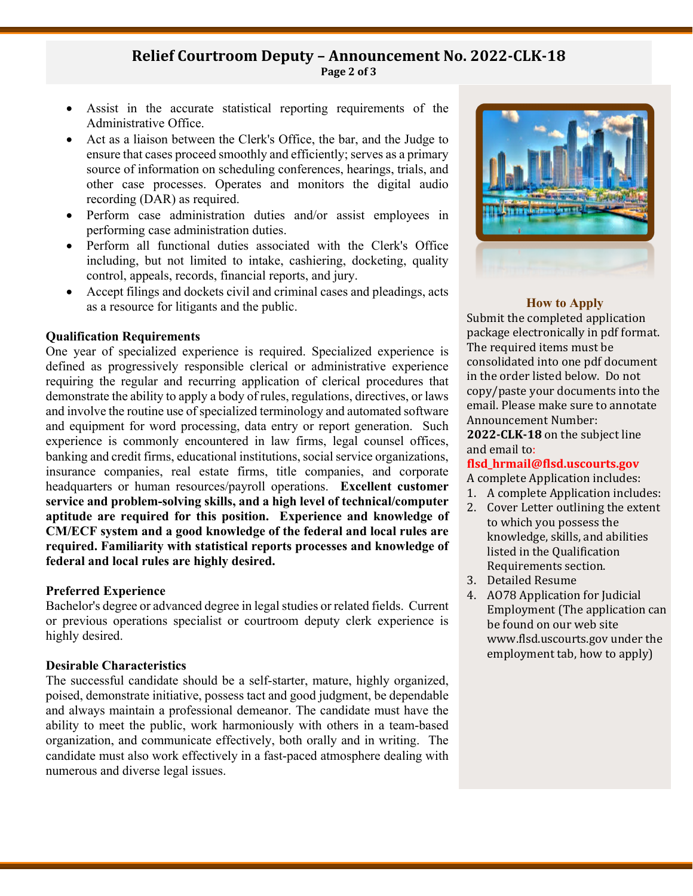- Assist in the accurate statistical reporting requirements of the Administrative Office.
- Act as a liaison between the Clerk's Office, the bar, and the Judge to ensure that cases proceed smoothly and efficiently; serves as a primary source of information on scheduling conferences, hearings, trials, and other case processes. Operates and monitors the digital audio recording (DAR) as required.
- Perform case administration duties and/or assist employees in performing case administration duties.
- Perform all functional duties associated with the Clerk's Office including, but not limited to intake, cashiering, docketing, quality control, appeals, records, financial reports, and jury.
- Accept filings and dockets civil and criminal cases and pleadings, acts as a resource for litigants and the public.

**Qualification Requirements**

One year of specialized experience is required. Specialized experience is defined as progressively responsible clerical or administrative experience requiring the regular and recurring application of clerical procedures that demonstrate the ability to apply a body of rules, regulations, directives, or laws and involve the routine use of specialized terminology and automated software and equipment for word processing, data entry or report generation. Such experience is commonly encountered in law firms, legal counsel offices, banking and credit firms, educational institutions, social service organizations, insurance companies, real estate firms, title companies, and corporate headquarters or human resources/payroll operations. **Excellent customer service and problem-solving skills, and a high level of technical/computer aptitude are required for this position. Experience and knowledge of CM/ECF system and a good knowledge of the federal and local rules are required. Familiarity with statistical reports processes and knowledge of federal and local rules are highly desired.**

**Preferred Experience**

Bachelor's degree or advanced degree in legal studies or related fields. Current or previous operations specialist or courtroom deputy clerk experience is highly desired.

**Desirable Characteristics**

The successful candidate should be a self-starter, mature, highly organized, poised, demonstrate initiative, possess tact and good judgment, be dependable and always maintain a professional demeanor. The candidate must have the ability to meet the public, work harmoniously with others in a team-based organization, and communicate effectively, both orally and in writing. The candidate must also work effectively in a fast-paced atmosphere dealing with numerous and diverse legal issues.

**How to Apply**

Submit the completed application package electronically in pdf format. The required items must be consolidated into one pdf document in the order listed below. Do not copy/paste your documents into the email. Please make sure to annotate Announcement Number: **2022-CLK-18** on the subject line and email to: **flsd_hrmail@flsd.uscourts.gov**

A complete Application includes:

1. A complete Application includes:
2. Cover Letter outlining the extent to which you possess the knowledge, skills, and abilities listed in the Qualification Requirements section.
3. Detailed Resume
4. AO78 Application for Judicial Employment (The application can be found on our web site www.flsd.uscourts.gov under the employment tab, how to apply)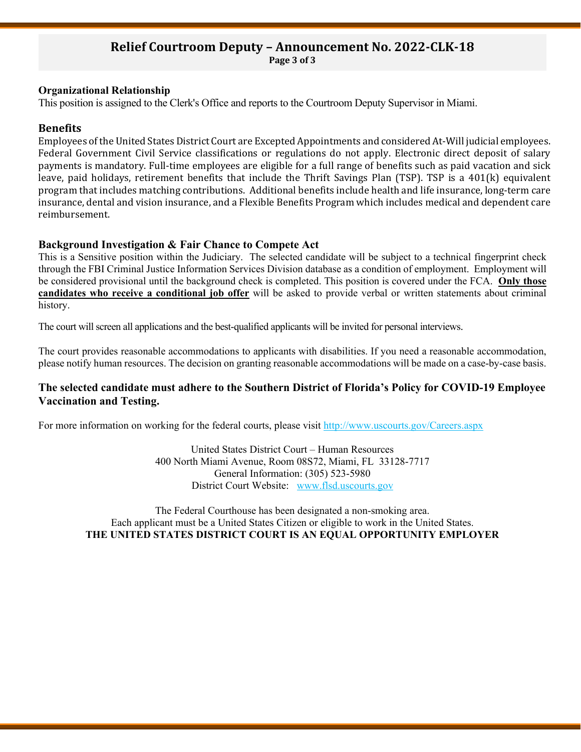### Organizational Relationship

This position is assigned to the Clerk's Office and reports to the Courtroom Deputy Supervisor in Miami.

### Benefits

Employees of the United States District Court are Excepted Appointments and considered At-Will judicial employees. Federal Government Civil Service classifications or regulations do not apply. Electronic direct deposit of salary payments is mandatory. Full-time employees are eligible for a full range of benefits such as paid vacation and sick leave, paid holidays, retirement benefits that include the Thrift Savings Plan (TSP). TSP is a 401(k) equivalent program that includes matching contributions. Additional benefits include health and life insurance, long-term care insurance, dental and vision insurance, and a Flexible Benefits Program which includes medical and dependent care reimbursement.

### Background Investigation & Fair Chance to Compete Act

This is a Sensitive position within the Judiciary. The selected candidate will be subject to a technical fingerprint check through the FBI Criminal Justice Information Services Division database as a condition of employment. Employment will be considered provisional until the background check is completed. This position is covered under the FCA. **Only those candidates who receive a conditional job offer** will be asked to provide verbal or written statements about criminal history.

The court will screen all applications and the best-qualified applicants will be invited for personal interviews.

The court provides reasonable accommodations to applicants with disabilities. If you need a reasonable accommodation, please notify human resources. The decision on granting reasonable accommodations will be made on a case-by-case basis.

**The selected candidate must adhere to the Southern District of Florida's Policy for COVID-19 Employee Vaccination and Testing.**

For more information on working for the federal courts, please visit http://www.uscourts.gov/Careers.aspx

United States District Court – Human Resources
400 North Miami Avenue, Room 08S72, Miami, FL 33128-7717
General Information: (305) 523-5980
District Court Website: www.flsd.uscourts.gov

The Federal Courthouse has been designated a non-smoking area.
Each applicant must be a United States Citizen or eligible to work in the United States.
**THE UNITED STATES DISTRICT COURT IS AN EQUAL OPPORTUNITY EMPLOYER**